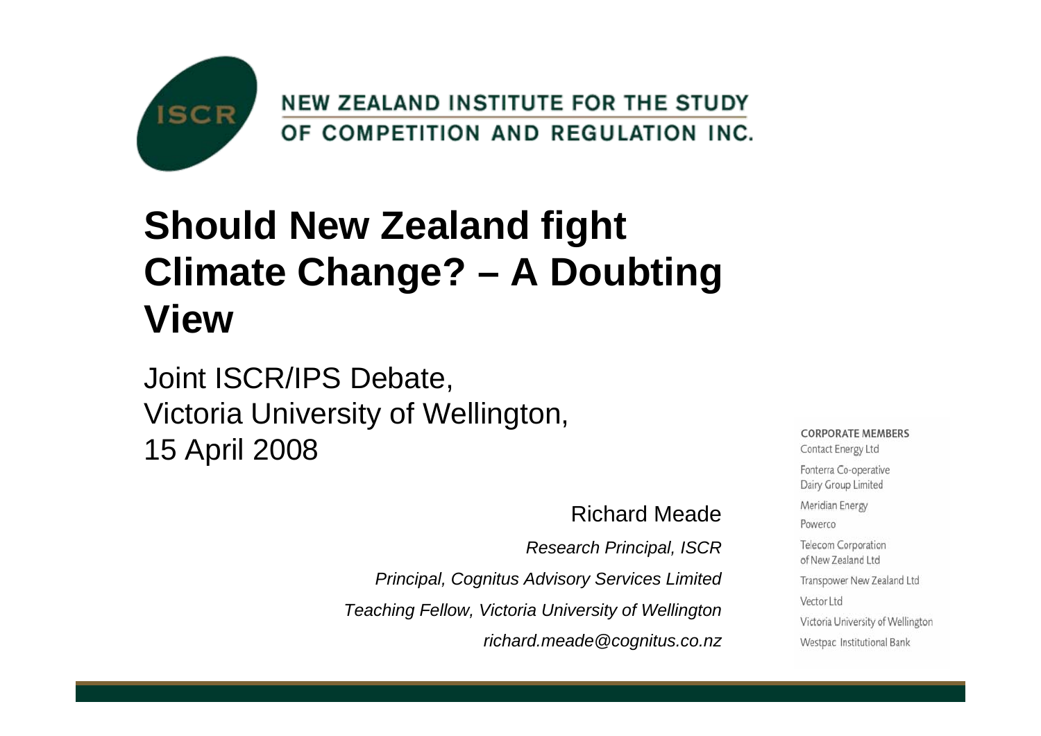ISCR

NEW ZEALAND INSTITUTE FOR THE STUDY OF COMPETITION AND REGULATION INC.

# Should New Zealand fight Climate Change? – A Doubting View

Joint ISCR/IPS Debate,
Victoria University of Wellington,
15 April 2008

Richard Meade

*Research Principal, ISCR*

*Principal, Cognitus Advisory Services Limited*

*Teaching Fellow, Victoria University of Wellington*

*richard.meade@cognitus.co.nz*

CORPORATE MEMBERS

Contact Energy Ltd

Fonterra Co-operative Dairy Group Limited

Meridian Energy

Powerco

Telecom Corporation of New Zealand Ltd

Transpower New Zealand Ltd

Vector Ltd

Victoria University of Wellington

Westpac Institutional Bank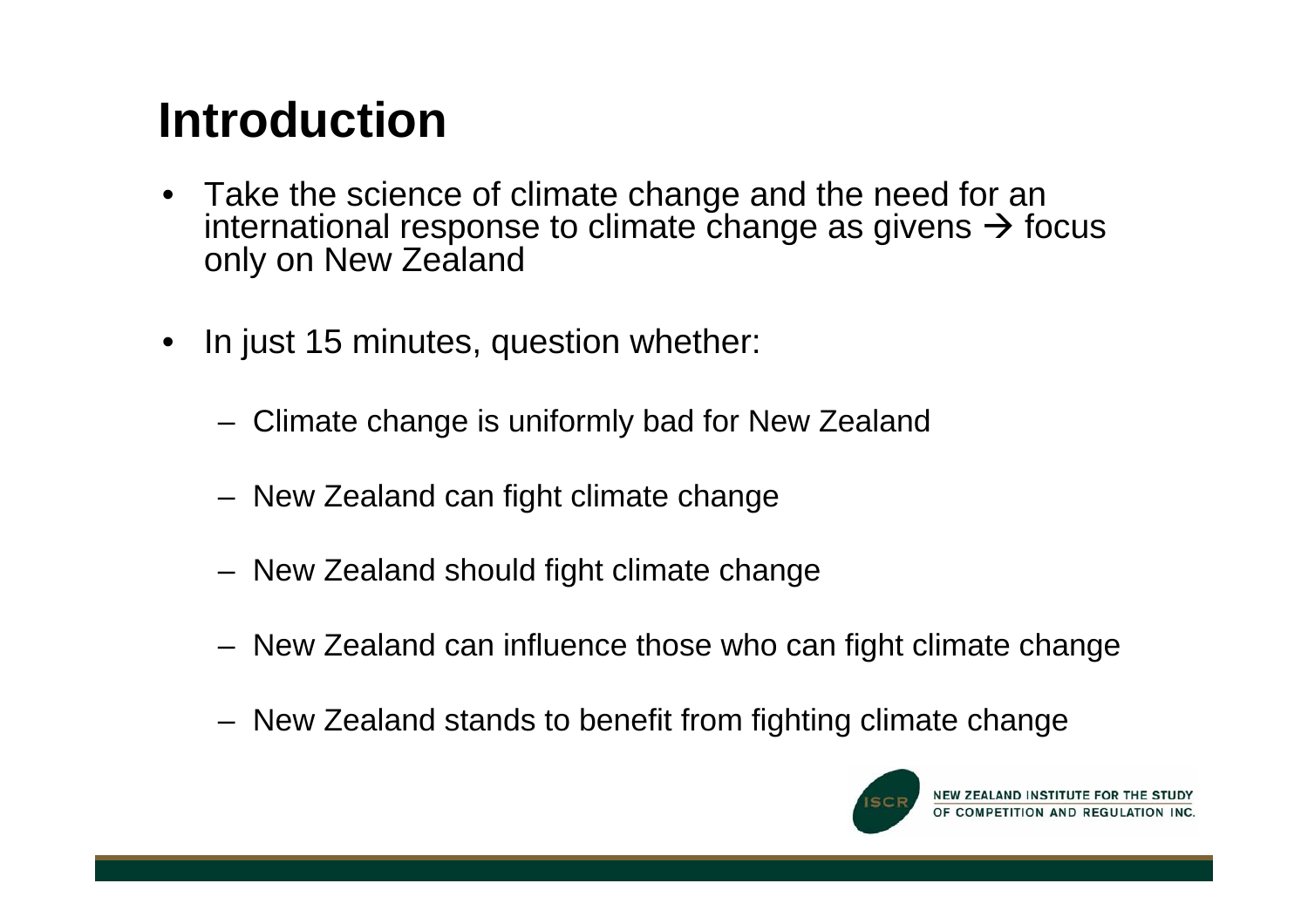# Introduction

- Take the science of climate change and the need for an international response to climate change as givens → focus only on New Zealand
- In just 15 minutes, question whether:
  - Climate change is uniformly bad for New Zealand
  - New Zealand can fight climate change
  - New Zealand should fight climate change
  - New Zealand can influence those who can fight climate change
  - New Zealand stands to benefit from fighting climate change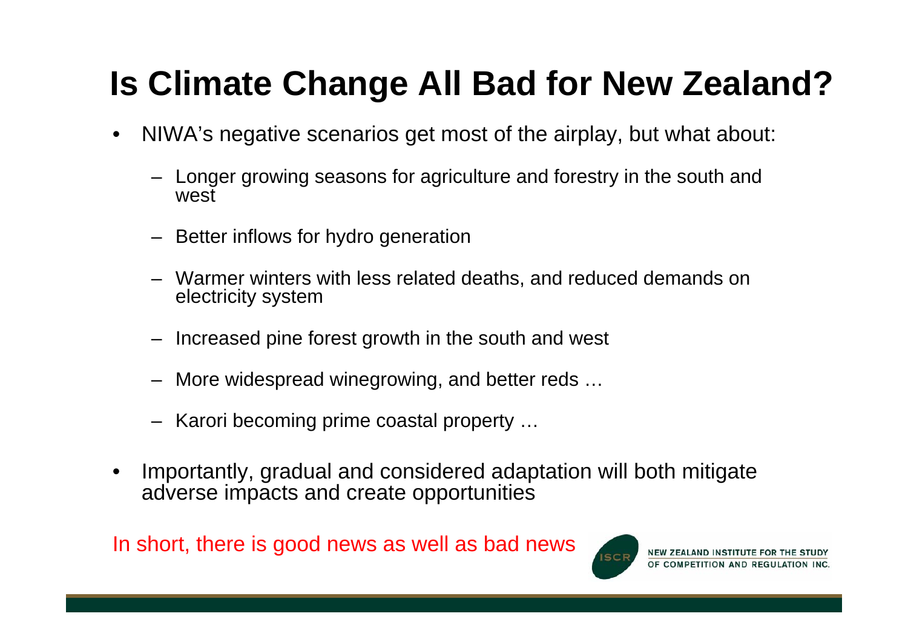# Is Climate Change All Bad for New Zealand?

- NIWA's negative scenarios get most of the airplay, but what about:
  - Longer growing seasons for agriculture and forestry in the south and west
  - Better inflows for hydro generation
  - Warmer winters with less related deaths, and reduced demands on electricity system
  - Increased pine forest growth in the south and west
  - More widespread winegrowing, and better reds …
  - Karori becoming prime coastal property …
- Importantly, gradual and considered adaptation will both mitigate adverse impacts and create opportunities

In short, there is good news as well as bad news

ISCR NEW ZEALAND INSTITUTE FOR THE STUDY OF COMPETITION AND REGULATION INC.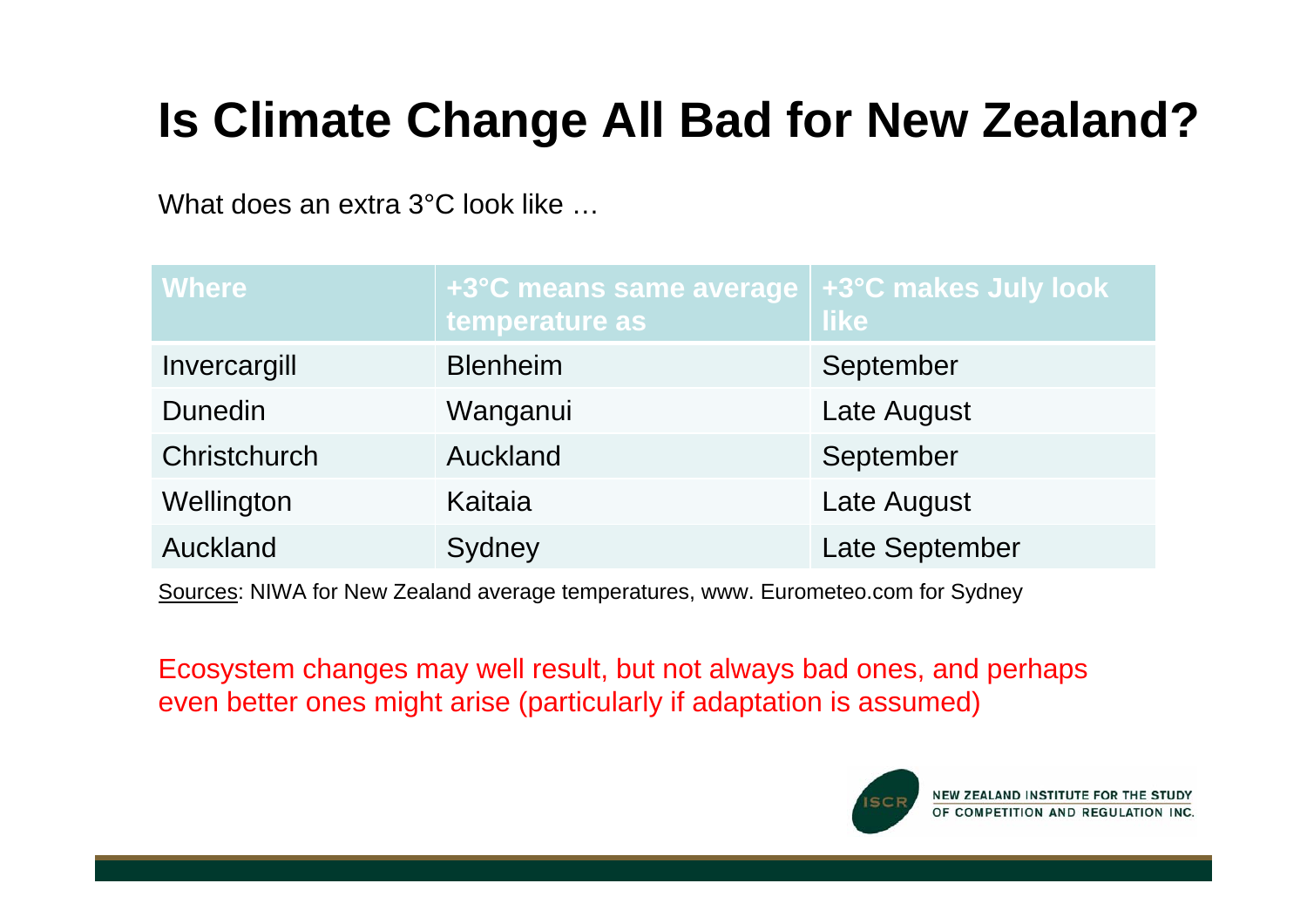# Is Climate Change All Bad for New Zealand?

What does an extra 3°C look like …

| Where | +3°C means same average temperature as | +3°C makes July look like |
|---|---|---|
| Invercargill | Blenheim | September |
| Dunedin | Wanganui | Late August |
| Christchurch | Auckland | September |
| Wellington | Kaitaia | Late August |
| Auckland | Sydney | Late September |

Sources: NIWA for New Zealand average temperatures, www. Eurometeo.com for Sydney

Ecosystem changes may well result, but not always bad ones, and perhaps even better ones might arise (particularly if adaptation is assumed)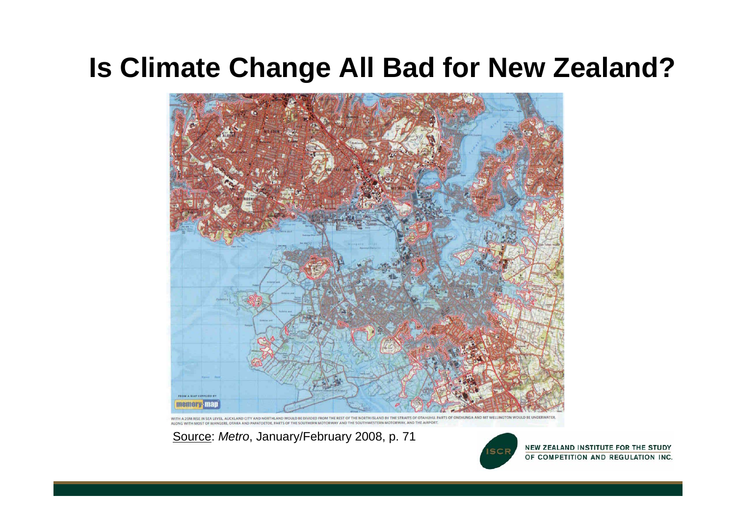# Is Climate Change All Bad for New Zealand?

WITH A 20M RISE IN SEA LEVEL, AUCKLAND CITY AND NORTHLAND WOULD BE DIVIDED FROM THE REST OF THE NORTH ISLAND BY THE STRAITS OF OTAHUHU. PARTS OF ONEHUNGA AND MT WELLINGTON WOULD BE UNDERWATER, ALONG WITH MOST OF MANGERE, OTARA AND PAPATOETOE, PARTS OF THE SOUTHERN MOTORWAY AND THE SOUTHWESTERN MOTORWAY, AND THE AIRPORT.

Source: *Metro*, January/February 2008, p. 71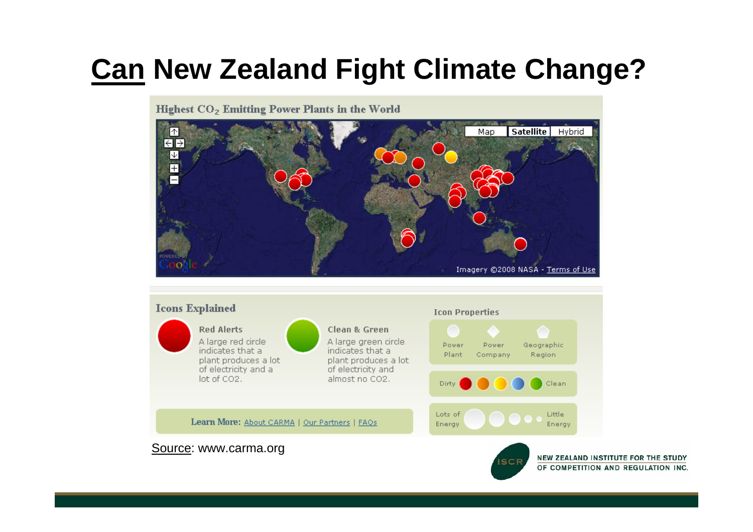# Can New Zealand Fight Climate Change?

**Highest $CO_2$ Emitting Power Plants in the World**

Map | Satellite | Hybrid

Imagery ©2008 NASA - Terms of Use

**Icons Explained**

**Red Alerts**
A large red circle indicates that a plant produces a lot of electricity and a lot of CO2.

**Clean & Green**
A large green circle indicates that a plant produces a lot of electricity and almost no CO2.

**Icon Properties**

Power Plant | Power Company | Geographic Region

Dirty — Clean

Lots of Energy — Little Energy

**Learn More:** About CARMA | Our Partners | FAQs

Source: www.carma.org

NEW ZEALAND INSTITUTE FOR THE STUDY OF COMPETITION AND REGULATION INC.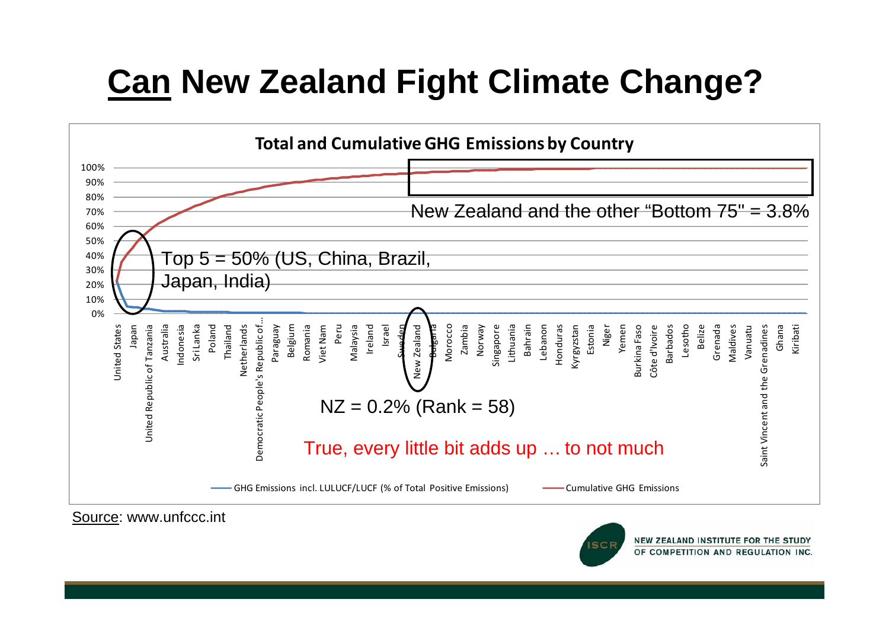# Can New Zealand Fight Climate Change?

**Total and Cumulative GHG Emissions by Country**

New Zealand and the other "Bottom 75" = 3.8%

Top 5 = 50% (US, China, Brazil, Japan, India)

NZ = 0.2% (Rank = 58)

True, every little bit adds up … to not much

GHG Emissions incl. LULUCF/LUCF (% of Total Positive Emissions) — Cumulative GHG Emissions

Source: www.unfccc.int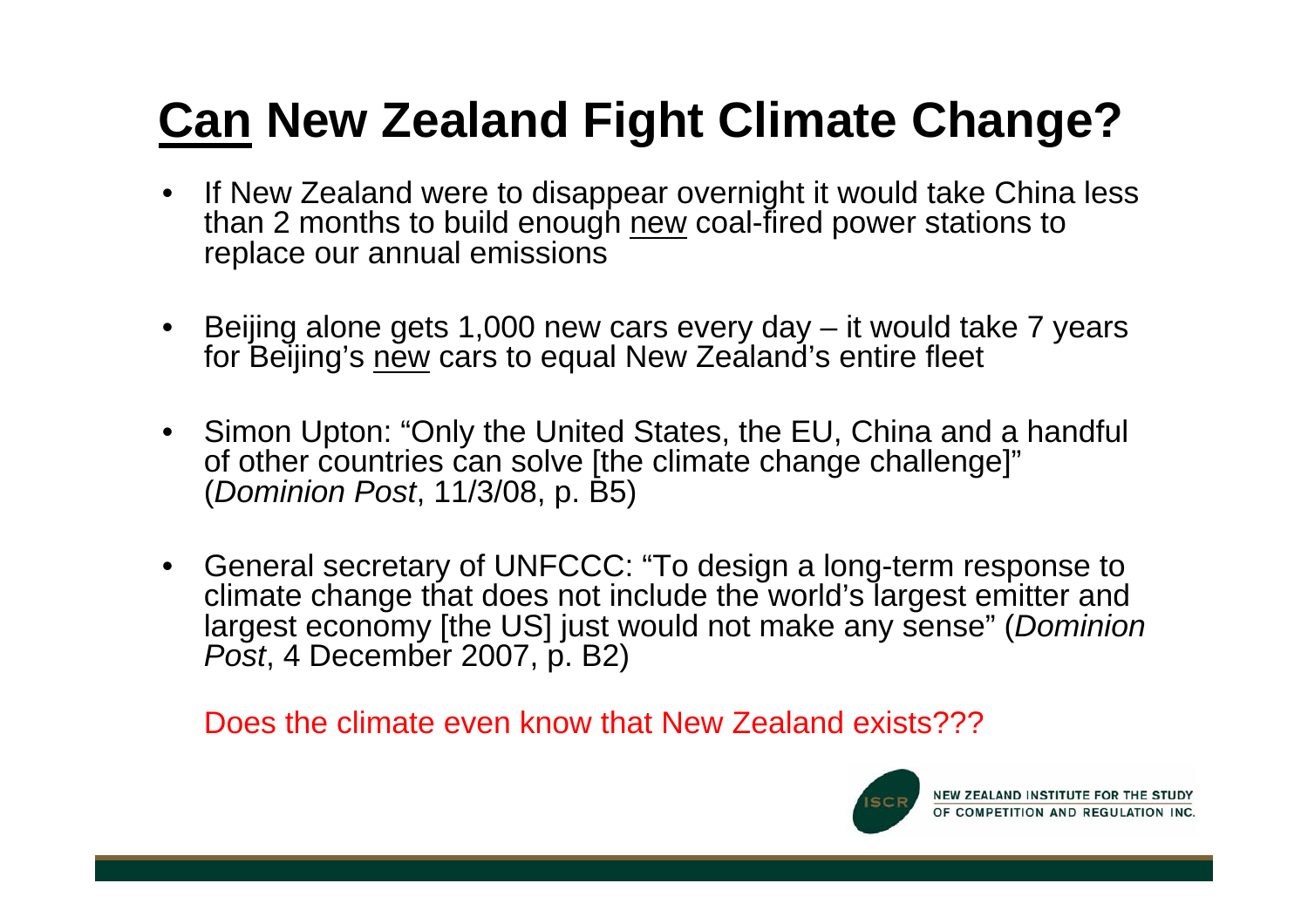# <u>Can</u> New Zealand Fight Climate Change?

- If New Zealand were to disappear overnight it would take China less than 2 months to build enough <u>new</u> coal-fired power stations to replace our annual emissions
- Beijing alone gets 1,000 new cars every day – it would take 7 years for Beijing's <u>new</u> cars to equal New Zealand's entire fleet
- Simon Upton: "Only the United States, the EU, China and a handful of other countries can solve [the climate change challenge]" (*Dominion Post*, 11/3/08, p. B5)
- General secretary of UNFCCC: "To design a long-term response to climate change that does not include the world's largest emitter and largest economy [the US] just would not make any sense" (*Dominion Post*, 4 December 2007, p. B2)

Does the climate even know that New Zealand exists???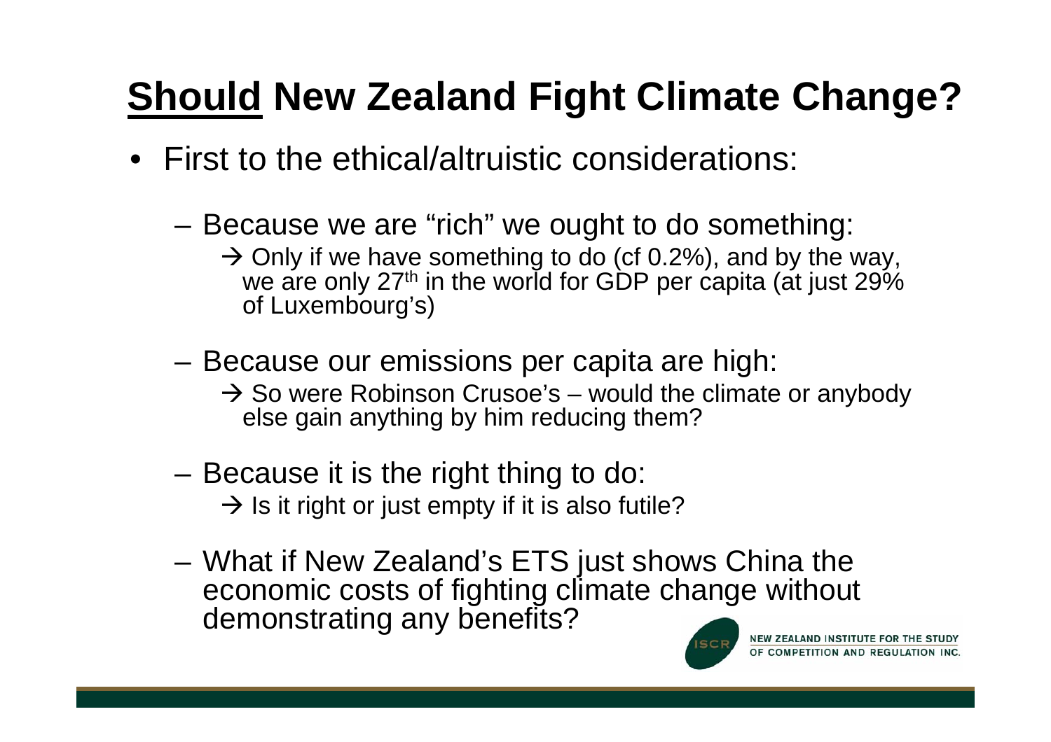# **<u>Should</u> New Zealand Fight Climate Change?**

- First to the ethical/altruistic considerations:
  - Because we are "rich" we ought to do something:
    - → Only if we have something to do (cf 0.2%), and by the way, we are only 27th in the world for GDP per capita (at just 29% of Luxembourg's)
  - Because our emissions per capita are high:
    - → So were Robinson Crusoe's – would the climate or anybody else gain anything by him reducing them?
  - Because it is the right thing to do:
    - → Is it right or just empty if it is also futile?
  - What if New Zealand's ETS just shows China the economic costs of fighting climate change without demonstrating any benefits?

NEW ZEALAND INSTITUTE FOR THE STUDY OF COMPETITION AND REGULATION INC.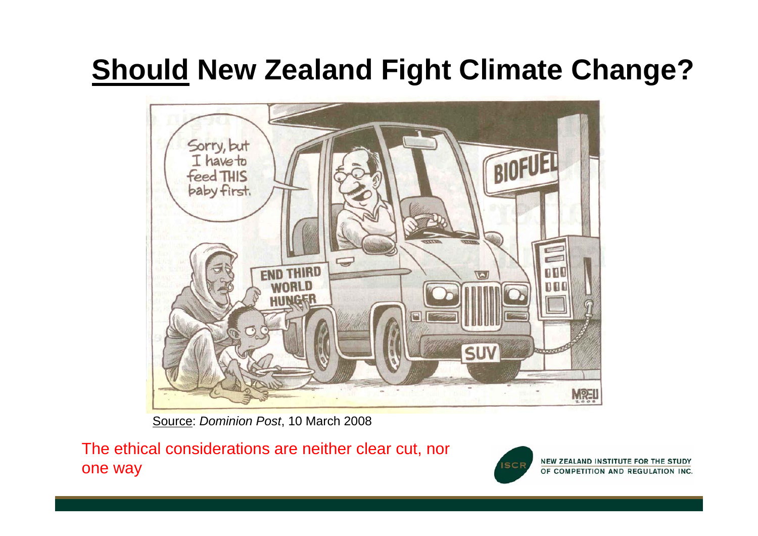# **Should** New Zealand Fight Climate Change?

Source: *Dominion Post*, 10 March 2008

The ethical considerations are neither clear cut, nor one way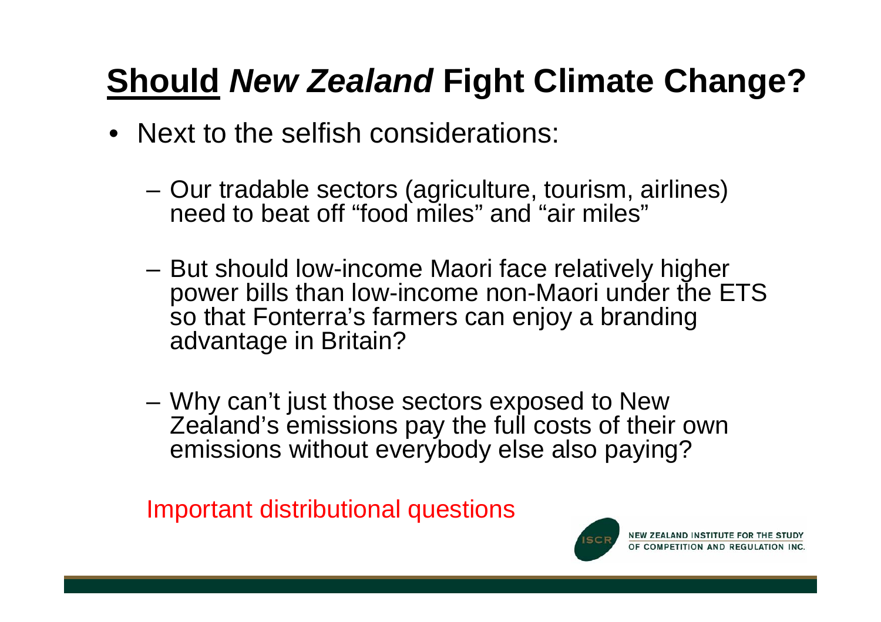# <u>Should</u> *New Zealand* Fight Climate Change?

- Next to the selfish considerations:
  - Our tradable sectors (agriculture, tourism, airlines) need to beat off "food miles" and "air miles"
  - But should low-income Maori face relatively higher power bills than low-income non-Maori under the ETS so that Fonterra's farmers can enjoy a branding advantage in Britain?
  - Why can't just those sectors exposed to New Zealand's emissions pay the full costs of their own emissions without everybody else also paying?

Important distributional questions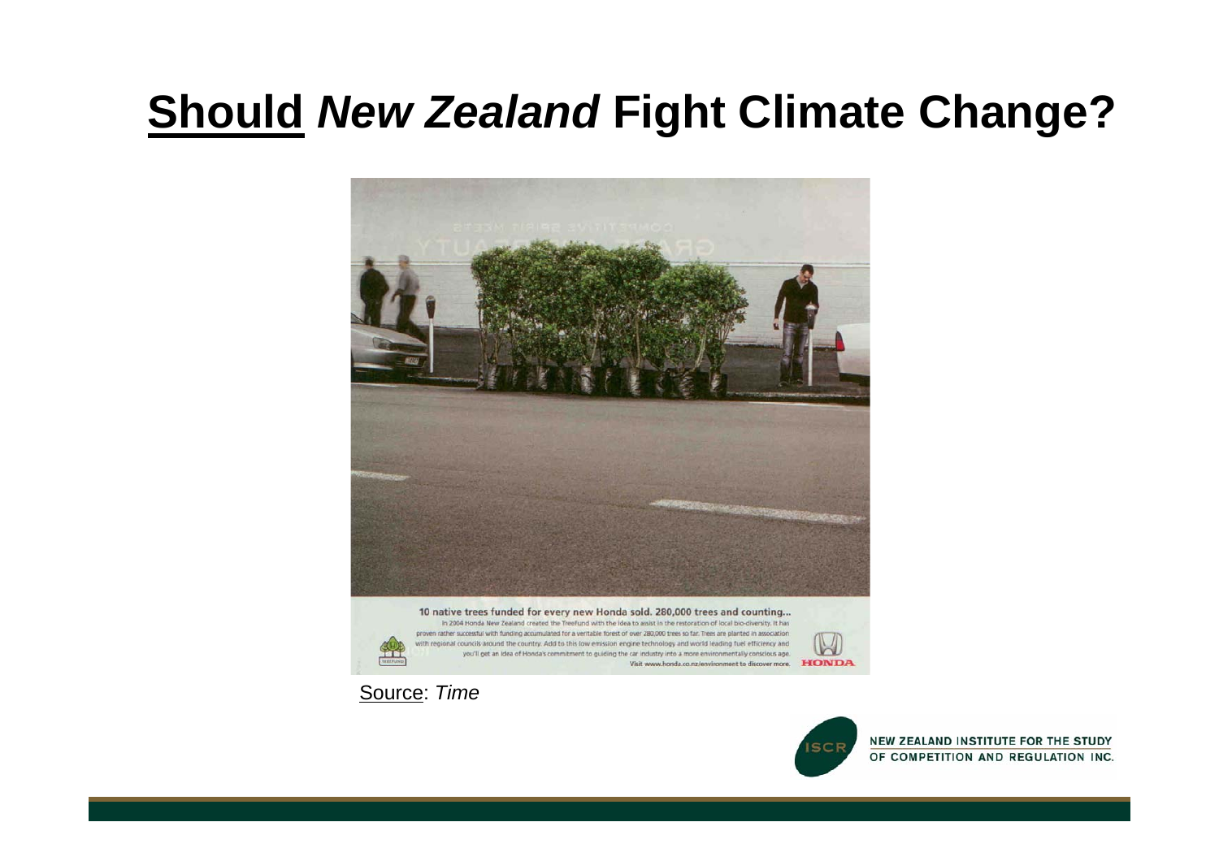# <u>Should</u> *New Zealand* Fight Climate Change?

10 native trees funded for every new Honda sold. 280,000 trees and counting...

In 2004 Honda New Zealand created the TreeFund with the idea to assist in the restoration of local bio-diversity. It has proven rather successful with funding accumulated for a veritable forest of over 280,000 trees so far. Trees are planted in association with regional councils around the country. Add to this low emission engine technology and world leading fuel efficiency and you'll get an idea of Honda's commitment to guiding the car industry into a more environmentally conscious age.

Visit www.honda.co.nz/environment to discover more.

HONDA

<u>Source</u>: *Time*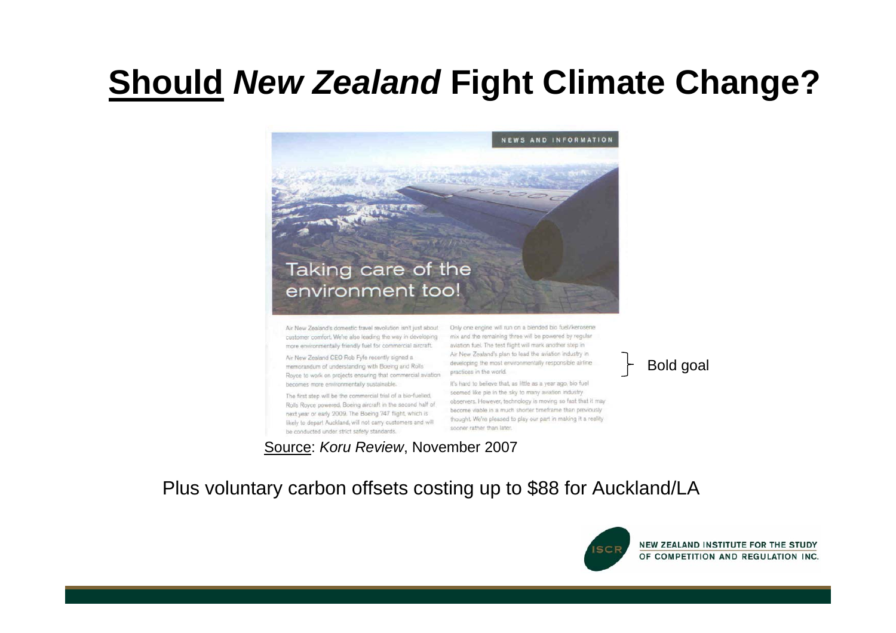# **Should** ***New Zealand*** **Fight Climate Change?**

NEWS AND INFORMATION

## Taking care of the environment too!

Air New Zealand's domestic travel revolution isn't just about customer comfort. We're also leading the way in developing more environmentally friendly fuel for commercial aircraft.

Air New Zealand CEO Rob Fyfe recently signed a memorandum of understanding with Boeing and Rolls Royce to work on projects ensuring that commercial aviation becomes more environmentally sustainable.

The first step will be the commercial trial of a bio-fuelled, Rolls Royce powered, Boeing aircraft in the second half of next year or early 2009. The Boeing 747 flight, which is likely to depart Auckland, will not carry customers and will be conducted under strict safety standards.

Only one engine will run on a blended bio fuel/kerosene mix and the remaining three will be powered by regular aviation fuel. The test flight will mark another step in Air New Zealand's plan to lead the aviation industry in developing the most environmentally responsible airline practices in the world.

Bold goal

It's hard to believe that, as little as a year ago, bio fuel seemed like pie in the sky to many aviation industry observers. However, technology is moving so fast that it may become viable in a much shorter timeframe than previously thought. We're pleased to play our part in making it a reality sooner rather than later.

Source: *Koru Review*, November 2007

Plus voluntary carbon offsets costing up to $88 for Auckland/LA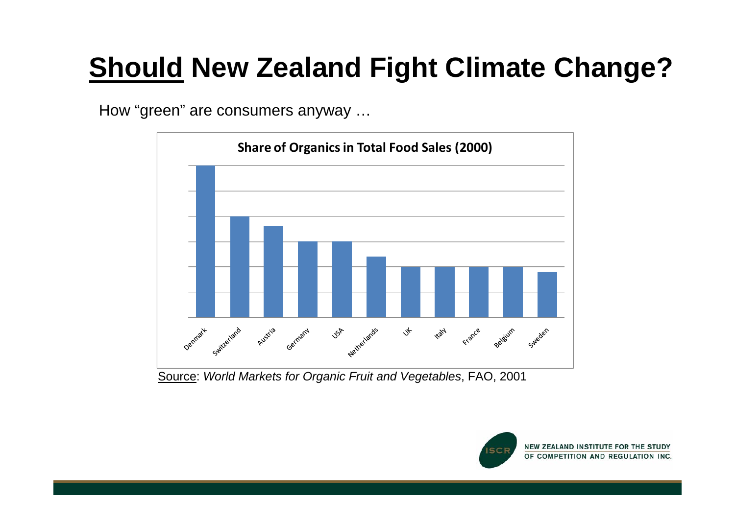# **<u>Should</u> New Zealand Fight Climate Change?**

How “green” are consumers anyway …

**Share of Organics in Total Food Sales (2000)**

Denmark, Switzerland, Austria, Germany, USA, Netherlands, UK, Italy, France, Belgium, Sweden

<u>Source</u>: *World Markets for Organic Fruit and Vegetables*, FAO, 2001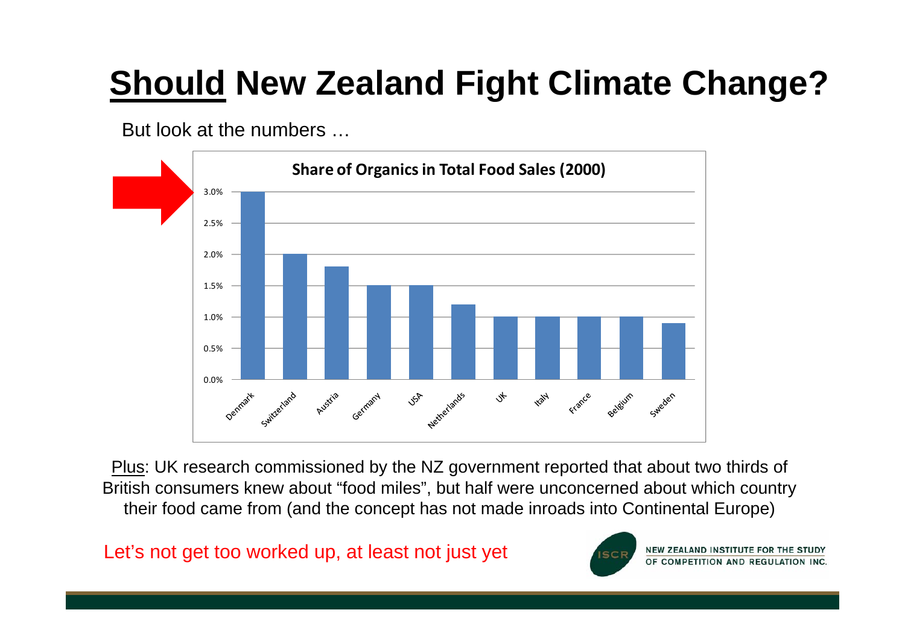# **<u>Should</u> New Zealand Fight Climate Change?**

But look at the numbers …

**Share of Organics in Total Food Sales (2000)**

| Country | Share |
| --- | --- |
| Denmark | 3.0% |
| Switzerland | 2.0% |
| Austria | 1.8% |
| Germany | 1.5% |
| USA | 1.5% |
| Netherlands | 1.2% |
| UK | 1.0% |
| Italy | 1.0% |
| France | 1.0% |
| Belgium | 1.0% |
| Sweden | 0.9% |

<u>Plus</u>: UK research commissioned by the NZ government reported that about two thirds of British consumers knew about "food miles", but half were unconcerned about which country their food came from (and the concept has not made inroads into Continental Europe)

Let's not get too worked up, at least not just yet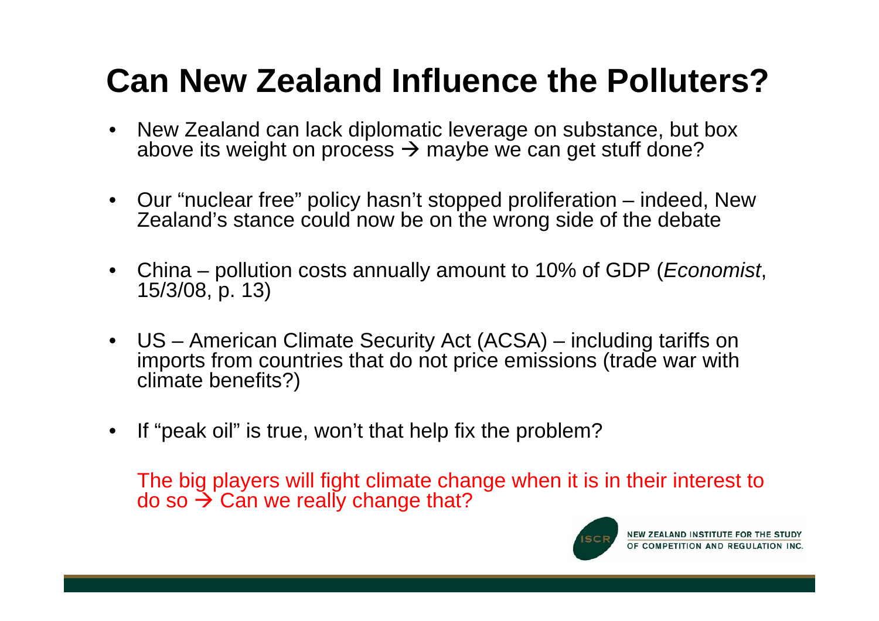# Can New Zealand Influence the Polluters?

- New Zealand can lack diplomatic leverage on substance, but box above its weight on process → maybe we can get stuff done?
- Our "nuclear free" policy hasn't stopped proliferation – indeed, New Zealand's stance could now be on the wrong side of the debate
- China – pollution costs annually amount to 10% of GDP (*Economist*, 15/3/08, p. 13)
- US – American Climate Security Act (ACSA) – including tariffs on imports from countries that do not price emissions (trade war with climate benefits?)
- If "peak oil" is true, won't that help fix the problem?

The big players will fight climate change when it is in their interest to do so → Can we really change that?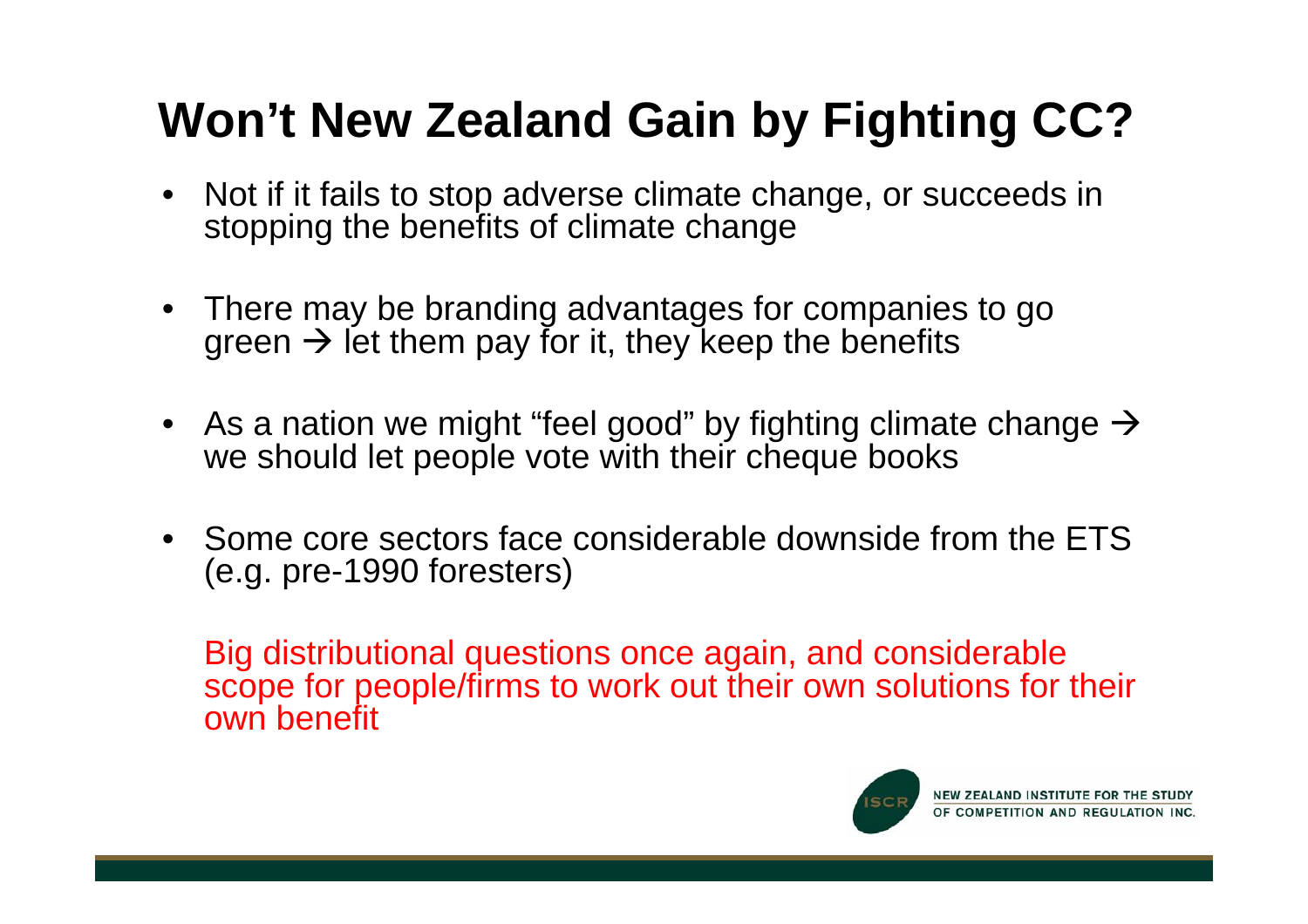# Won't New Zealand Gain by Fighting CC?

- Not if it fails to stop adverse climate change, or succeeds in stopping the benefits of climate change
- There may be branding advantages for companies to go green → let them pay for it, they keep the benefits
- As a nation we might "feel good" by fighting climate change → we should let people vote with their cheque books
- Some core sectors face considerable downside from the ETS (e.g. pre-1990 foresters)

Big distributional questions once again, and considerable scope for people/firms to work out their own solutions for their own benefit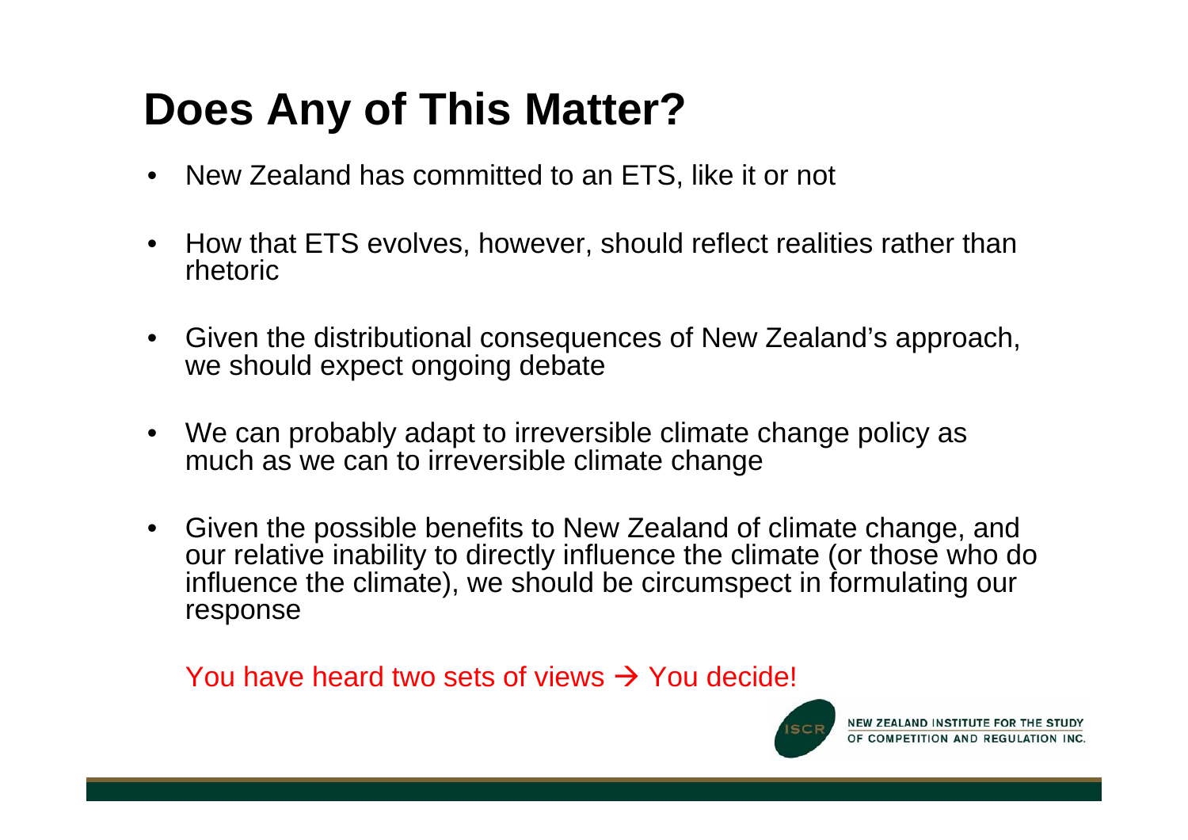# Does Any of This Matter?

- New Zealand has committed to an ETS, like it or not
- How that ETS evolves, however, should reflect realities rather than rhetoric
- Given the distributional consequences of New Zealand's approach, we should expect ongoing debate
- We can probably adapt to irreversible climate change policy as much as we can to irreversible climate change
- Given the possible benefits to New Zealand of climate change, and our relative inability to directly influence the climate (or those who do influence the climate), we should be circumspect in formulating our response

You have heard two sets of views → You decide!